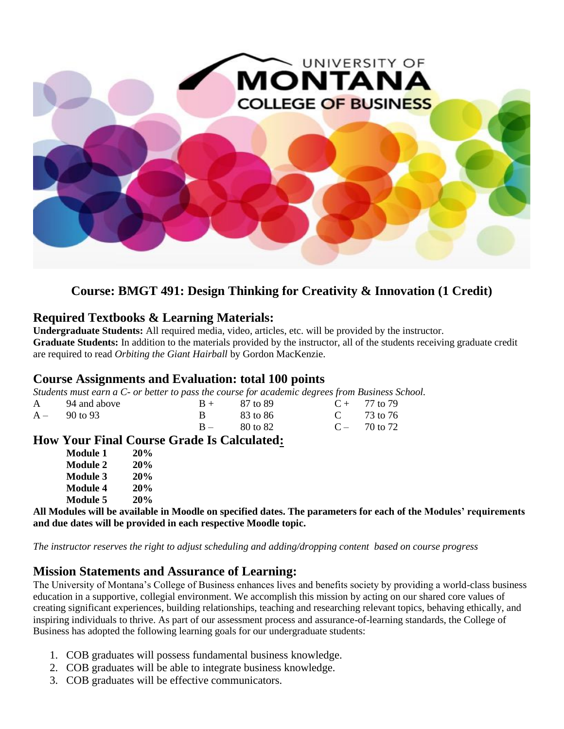# Course: BMGT 491: Design Thinking for Creativity & Innovation (1 Credit)

## Required Textbooks & Learning Materials:

**Undergraduate Students:** All required media, video, articles, etc. will be provided by the instructor.
**Graduate Students:** In addition to the materials provided by the instructor, all of the students receiving graduate credit are required to read *Orbiting the Giant Hairball* by Gordon MacKenzie.

## Course Assignments and Evaluation: total 100 points

*Students must earn a C- or better to pass the course for academic degrees from Business School.*

| | | | | | |
|---|---|---|---|---|---|
| A | 94 and above | B + | 87 to 89 | C + | 77 to 79 |
| A – | 90 to 93 | B | 83 to 86 | C | 73 to 76 |
| | | B – | 80 to 82 | C – | 70 to 72 |

## How Your Final Course Grade Is Calculated:

| | |
|---|---|
| **Module 1** | **20%** |
| **Module 2** | **20%** |
| **Module 3** | **20%** |
| **Module 4** | **20%** |
| **Module 5** | **20%** |

**All Modules will be available in Moodle on specified dates. The parameters for each of the Modules' requirements and due dates will be provided in each respective Moodle topic.**

*The instructor reserves the right to adjust scheduling and adding/dropping content based on course progress*

## Mission Statements and Assurance of Learning:

The University of Montana's College of Business enhances lives and benefits society by providing a world-class business education in a supportive, collegial environment. We accomplish this mission by acting on our shared core values of creating significant experiences, building relationships, teaching and researching relevant topics, behaving ethically, and inspiring individuals to thrive. As part of our assessment process and assurance-of-learning standards, the College of Business has adopted the following learning goals for our undergraduate students:

1. COB graduates will possess fundamental business knowledge.
2. COB graduates will be able to integrate business knowledge.
3. COB graduates will be effective communicators.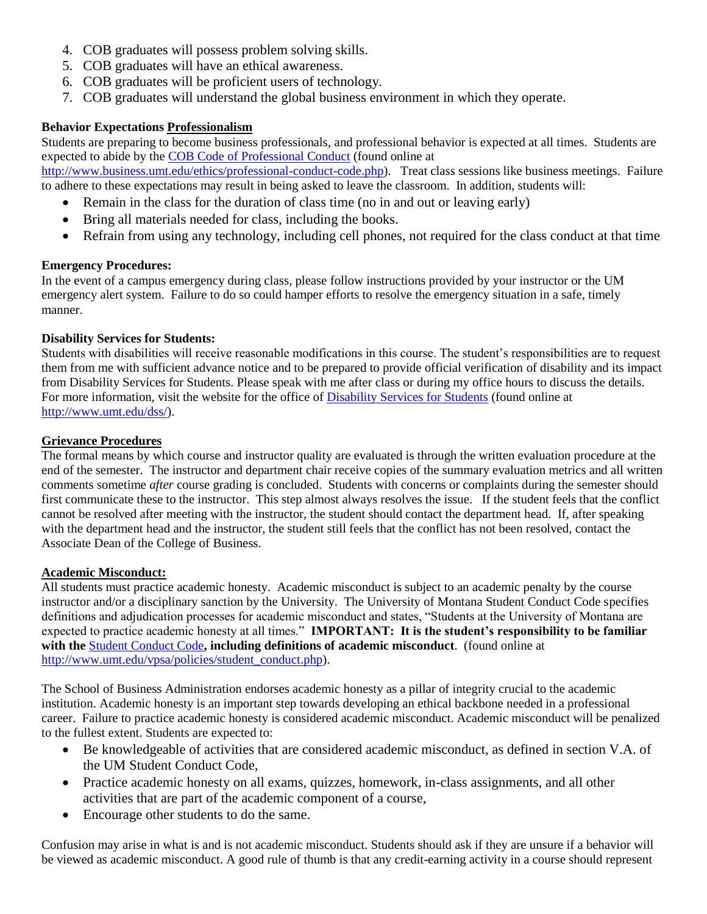4. COB graduates will possess problem solving skills.
5. COB graduates will have an ethical awareness.
6. COB graduates will be proficient users of technology.
7. COB graduates will understand the global business environment in which they operate.

**Behavior Expectations Professionalism**

Students are preparing to become business professionals, and professional behavior is expected at all times. Students are expected to abide by the COB Code of Professional Conduct (found online at http://www.business.umt.edu/ethics/professional-conduct-code.php). Treat class sessions like business meetings. Failure to adhere to these expectations may result in being asked to leave the classroom. In addition, students will:

- Remain in the class for the duration of class time (no in and out or leaving early)
- Bring all materials needed for class, including the books.
- Refrain from using any technology, including cell phones, not required for the class conduct at that time

**Emergency Procedures:**

In the event of a campus emergency during class, please follow instructions provided by your instructor or the UM emergency alert system. Failure to do so could hamper efforts to resolve the emergency situation in a safe, timely manner.

**Disability Services for Students:**

Students with disabilities will receive reasonable modifications in this course. The student's responsibilities are to request them from me with sufficient advance notice and to be prepared to provide official verification of disability and its impact from Disability Services for Students. Please speak with me after class or during my office hours to discuss the details. For more information, visit the website for the office of Disability Services for Students (found online at http://www.umt.edu/dss/).

**Grievance Procedures**

The formal means by which course and instructor quality are evaluated is through the written evaluation procedure at the end of the semester. The instructor and department chair receive copies of the summary evaluation metrics and all written comments sometime *after* course grading is concluded. Students with concerns or complaints during the semester should first communicate these to the instructor. This step almost always resolves the issue. If the student feels that the conflict cannot be resolved after meeting with the instructor, the student should contact the department head. If, after speaking with the department head and the instructor, the student still feels that the conflict has not been resolved, contact the Associate Dean of the College of Business.

**Academic Misconduct:**

All students must practice academic honesty. Academic misconduct is subject to an academic penalty by the course instructor and/or a disciplinary sanction by the University. The University of Montana Student Conduct Code specifies definitions and adjudication processes for academic misconduct and states, "Students at the University of Montana are expected to practice academic honesty at all times." **IMPORTANT: It is the student's responsibility to be familiar with the** Student Conduct Code**, including definitions of academic misconduct**. (found online at http://www.umt.edu/vpsa/policies/student_conduct.php).

The School of Business Administration endorses academic honesty as a pillar of integrity crucial to the academic institution. Academic honesty is an important step towards developing an ethical backbone needed in a professional career. Failure to practice academic honesty is considered academic misconduct. Academic misconduct will be penalized to the fullest extent. Students are expected to:

- Be knowledgeable of activities that are considered academic misconduct, as defined in section V.A. of the UM Student Conduct Code,
- Practice academic honesty on all exams, quizzes, homework, in-class assignments, and all other activities that are part of the academic component of a course,
- Encourage other students to do the same.

Confusion may arise in what is and is not academic misconduct. Students should ask if they are unsure if a behavior will be viewed as academic misconduct. A good rule of thumb is that any credit-earning activity in a course should represent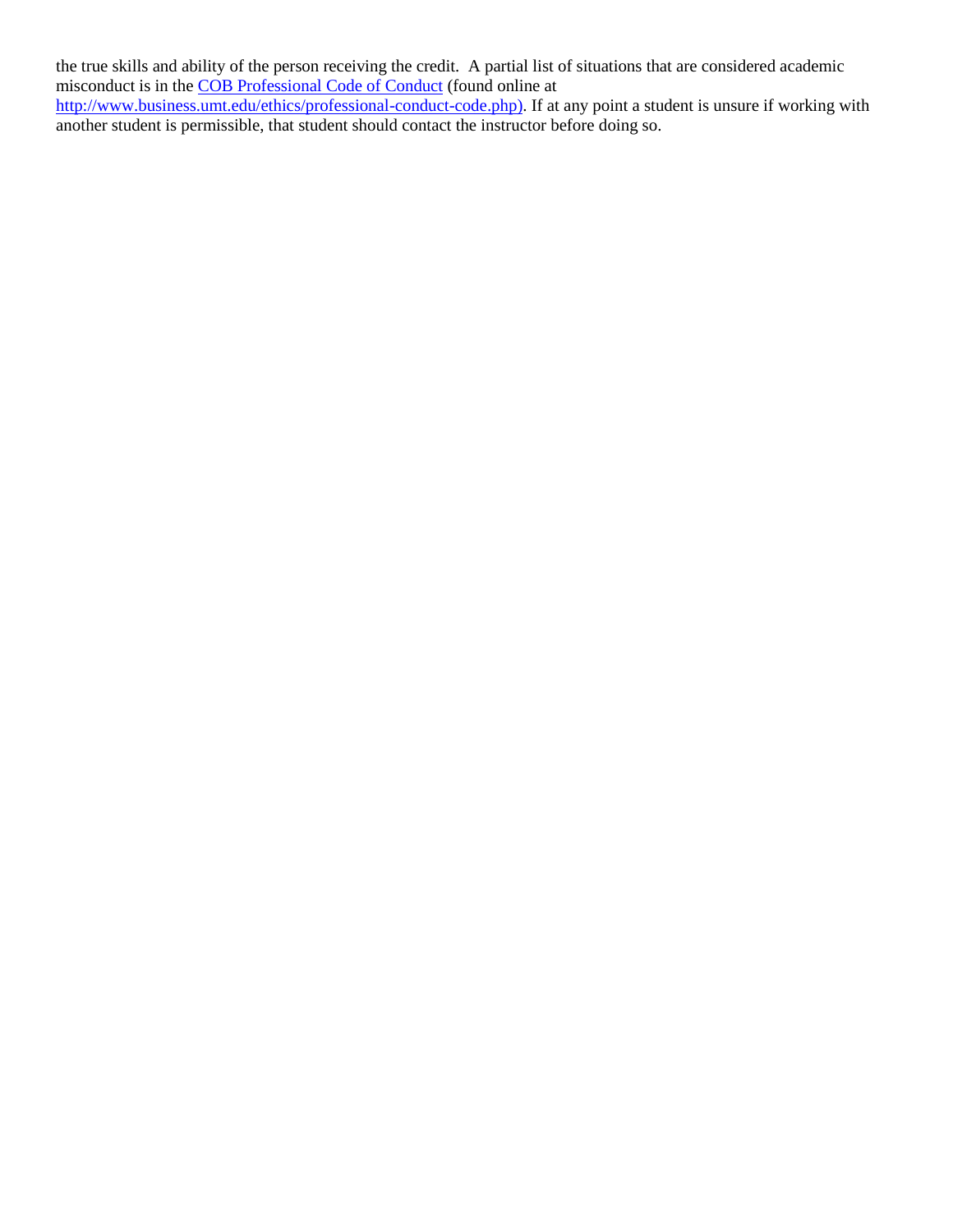the true skills and ability of the person receiving the credit.  A partial list of situations that are considered academic misconduct is in the [COB Professional Code of Conduct](http://www.business.umt.edu/ethics/professional-conduct-code.php) (found online at [http://www.business.umt.edu/ethics/professional-conduct-code.php)](http://www.business.umt.edu/ethics/professional-conduct-code.php). If at any point a student is unsure if working with another student is permissible, that student should contact the instructor before doing so.